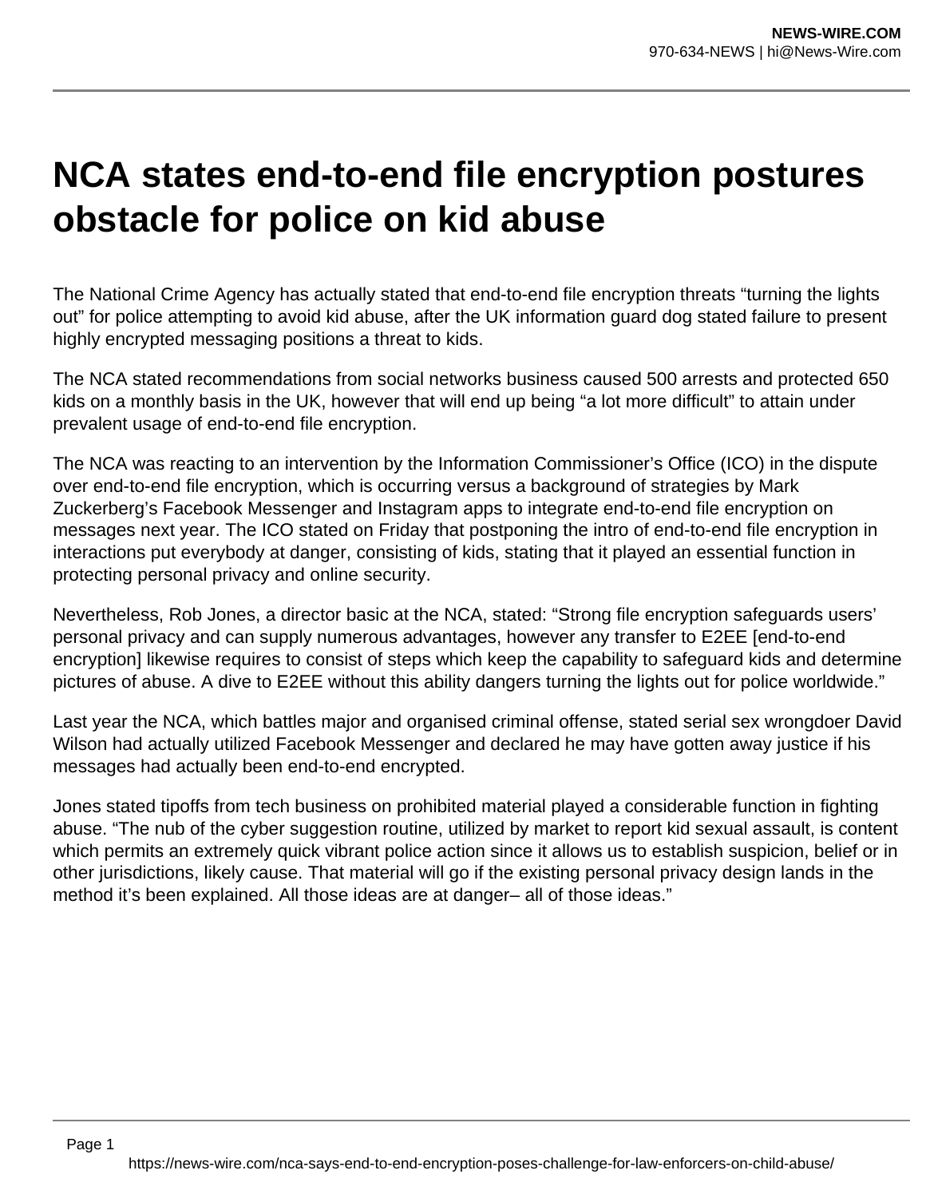# NCA states end-to-end file encryption postures obstacle for police on kid abuse

The National Crime Agency has actually stated that end-to-end file encryption threats “turning the lights out” for police attempting to avoid kid abuse, after the UK information guard dog stated failure to present highly encrypted messaging positions a threat to kids.

The NCA stated recommendations from social networks business caused 500 arrests and protected 650 kids on a monthly basis in the UK, however that will end up being “a lot more difficult” to attain under prevalent usage of end-to-end file encryption.

The NCA was reacting to an intervention by the Information Commissioner’s Office (ICO) in the dispute over end-to-end file encryption, which is occurring versus a background of strategies by Mark Zuckerberg’s Facebook Messenger and Instagram apps to integrate end-to-end file encryption on messages next year. The ICO stated on Friday that postponing the intro of end-to-end file encryption in interactions put everybody at danger, consisting of kids, stating that it played an essential function in protecting personal privacy and online security.

Nevertheless, Rob Jones, a director basic at the NCA, stated: “Strong file encryption safeguards users’ personal privacy and can supply numerous advantages, however any transfer to E2EE [end-to-end encryption] likewise requires to consist of steps which keep the capability to safeguard kids and determine pictures of abuse. A dive to E2EE without this ability dangers turning the lights out for police worldwide.”

Last year the NCA, which battles major and organised criminal offense, stated serial sex wrongdoer David Wilson had actually utilized Facebook Messenger and declared he may have gotten away justice if his messages had actually been end-to-end encrypted.

Jones stated tipoffs from tech business on prohibited material played a considerable function in fighting abuse. “The nub of the cyber suggestion routine, utilized by market to report kid sexual assault, is content which permits an extremely quick vibrant police action since it allows us to establish suspicion, belief or in other jurisdictions, likely cause. That material will go if the existing personal privacy design lands in the method it’s been explained. All those ideas are at danger– all of those ideas.”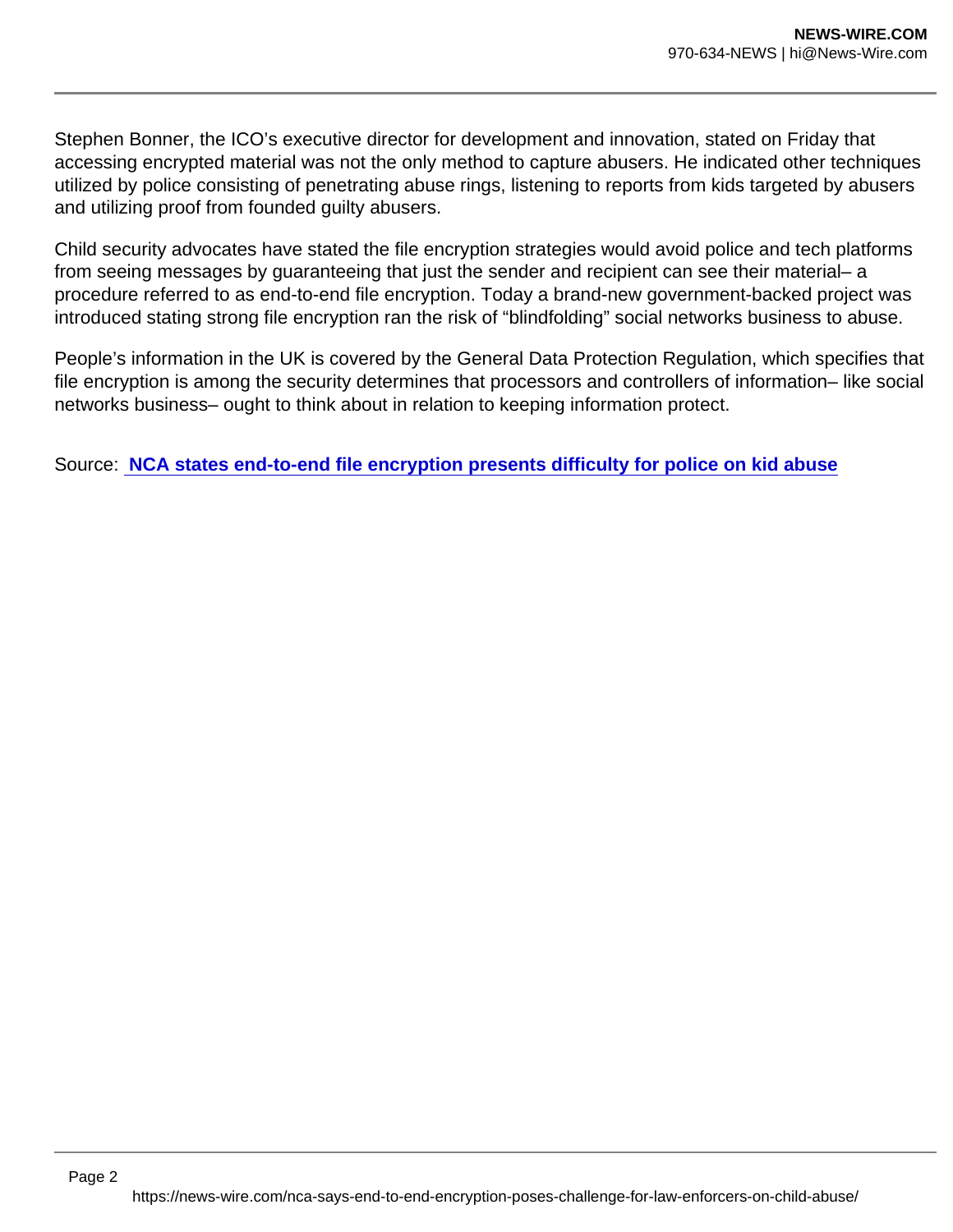Stephen Bonner, the ICO's executive director for development and innovation, stated on Friday that accessing encrypted material was not the only method to capture abusers. He indicated other techniques utilized by police consisting of penetrating abuse rings, listening to reports from kids targeted by abusers and utilizing proof from founded guilty abusers.

Child security advocates have stated the file encryption strategies would avoid police and tech platforms from seeing messages by guaranteeing that just the sender and recipient can see their material– a procedure referred to as end-to-end file encryption. Today a brand-new government-backed project was introduced stating strong file encryption ran the risk of "blindfolding" social networks business to abuse.

People's information in the UK is covered by the General Data Protection Regulation, which specifies that file encryption is among the security determines that processors and controllers of information– like social networks business– ought to think about in relation to keeping information protect.

Source: [NCA states end-to-end file encryption presents difficulty for police on kid abuse](https://news-wire.com/nca-says-end-to-end-encryption-poses-challenge-for-law-enforcers-on-child-abuse/)